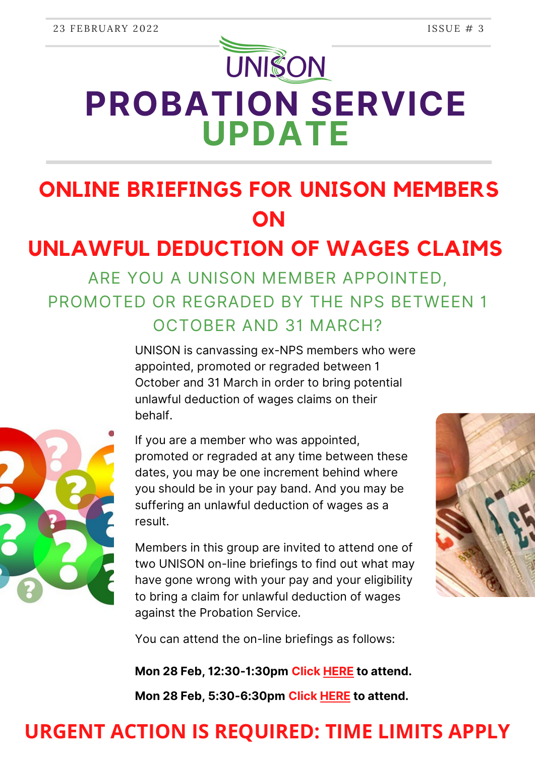23 FEBRUARY 2022 ISSUE # 3

UNISON

# PROBATION SERVICE UPDATE

## ONLINE BRIEFINGS FOR UNISON MEMBERS ON UNLAWFUL DEDUCTION OF WAGES CLAIMS

### ARE YOU A UNISON MEMBER APPOINTED, PROMOTED OR REGRADED BY THE NPS BETWEEN 1 OCTOBER AND 31 MARCH?

UNISON is canvassing ex-NPS members who were appointed, promoted or regraded between 1 October and 31 March in order to bring potential unlawful deduction of wages claims on their behalf.

If you are a member who was appointed, promoted or regraded at any time between these dates, you may be one increment behind where you should be in your pay band. And you may be suffering an unlawful deduction of wages as a result.

Members in this group are invited to attend one of two UNISON on-line briefings to find out what may have gone wrong with your pay and your eligibility to bring a claim for unlawful deduction of wages against the Probation Service.

You can attend the on-line briefings as follows:

**Mon 28 Feb, 12:30-1:30pm Click HERE to attend.**

**Mon 28 Feb, 5:30-6:30pm Click HERE to attend.**

## URGENT ACTION IS REQUIRED: TIME LIMITS APPLY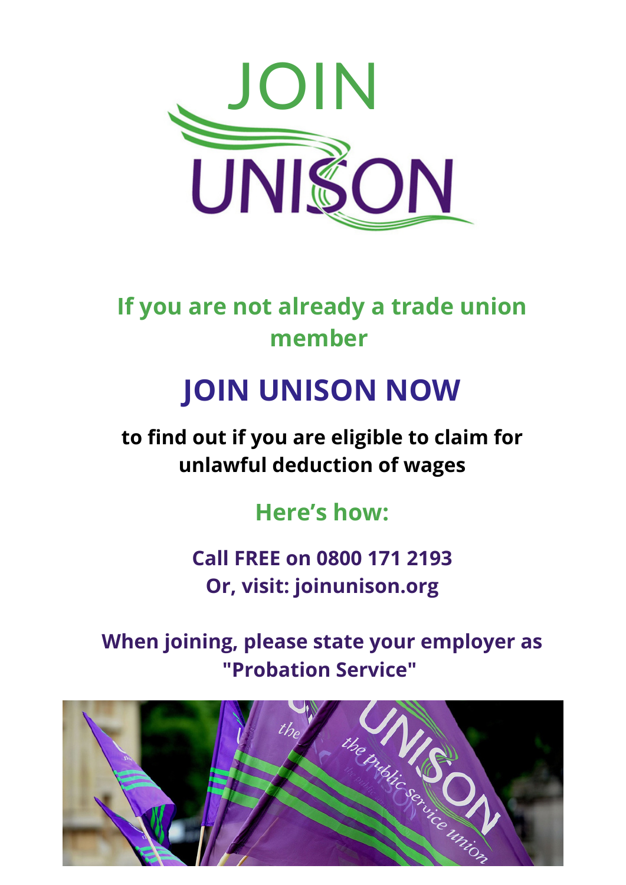# JOIN UNISON

### If you are not already a trade union member

# JOIN UNISON NOW

**to find out if you are eligible to claim for unlawful deduction of wages**

### Here's how:

**Call FREE on 0800 171 2193**
**Or, visit: joinunison.org**

**When joining, please state your employer as "Probation Service"**